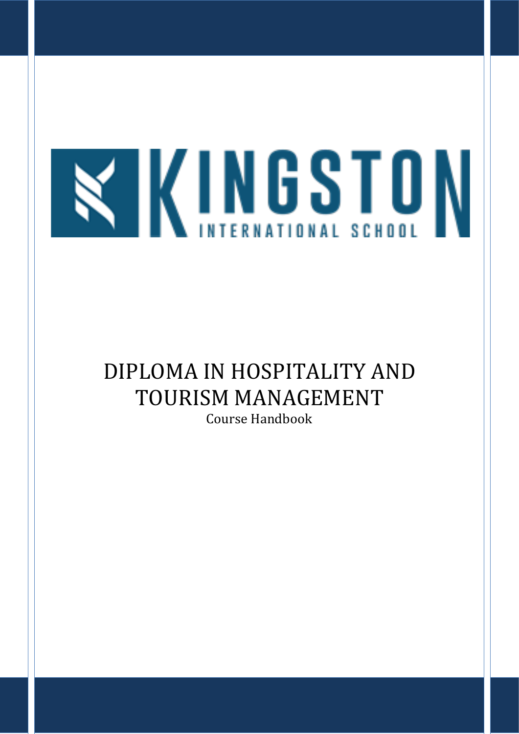KINGSTON INTERNATIONAL SCHOOL

# DIPLOMA IN HOSPITALITY AND TOURISM MANAGEMENT

Course Handbook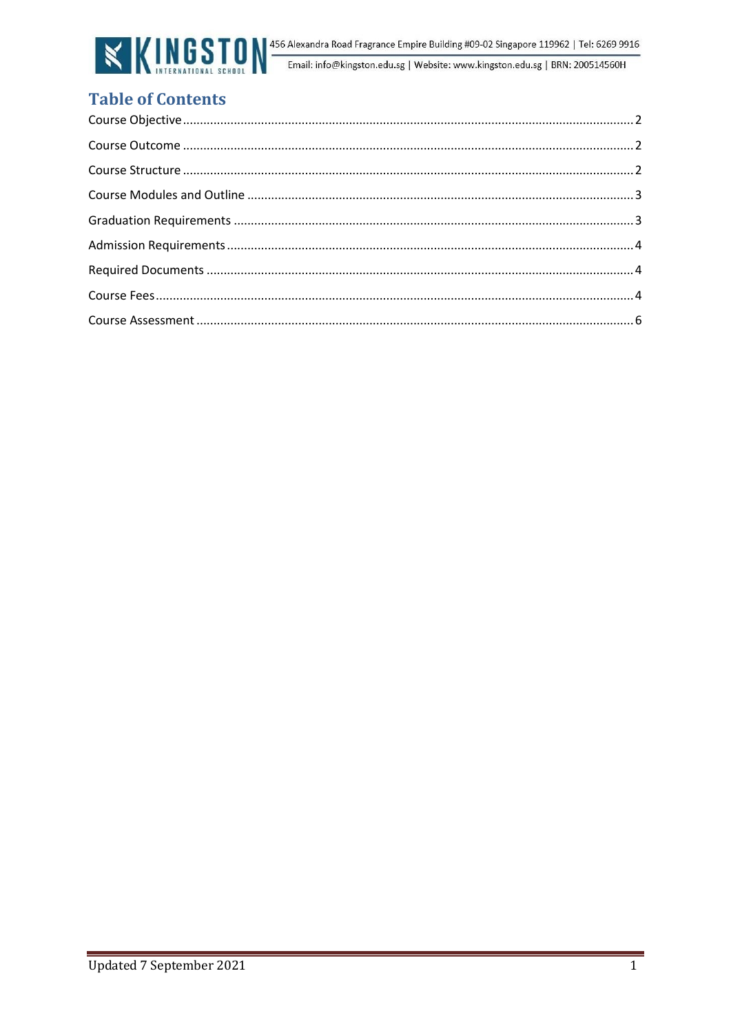# Table of Contents

Course Objective ........................................................ 2

Course Outcome ........................................................ 2

Course Structure ........................................................ 2

Course Modules and Outline ........................................................ 3

Graduation Requirements ........................................................ 3

Admission Requirements ........................................................ 4

Required Documents ........................................................ 4

Course Fees ........................................................ 4

Course Assessment ........................................................ 6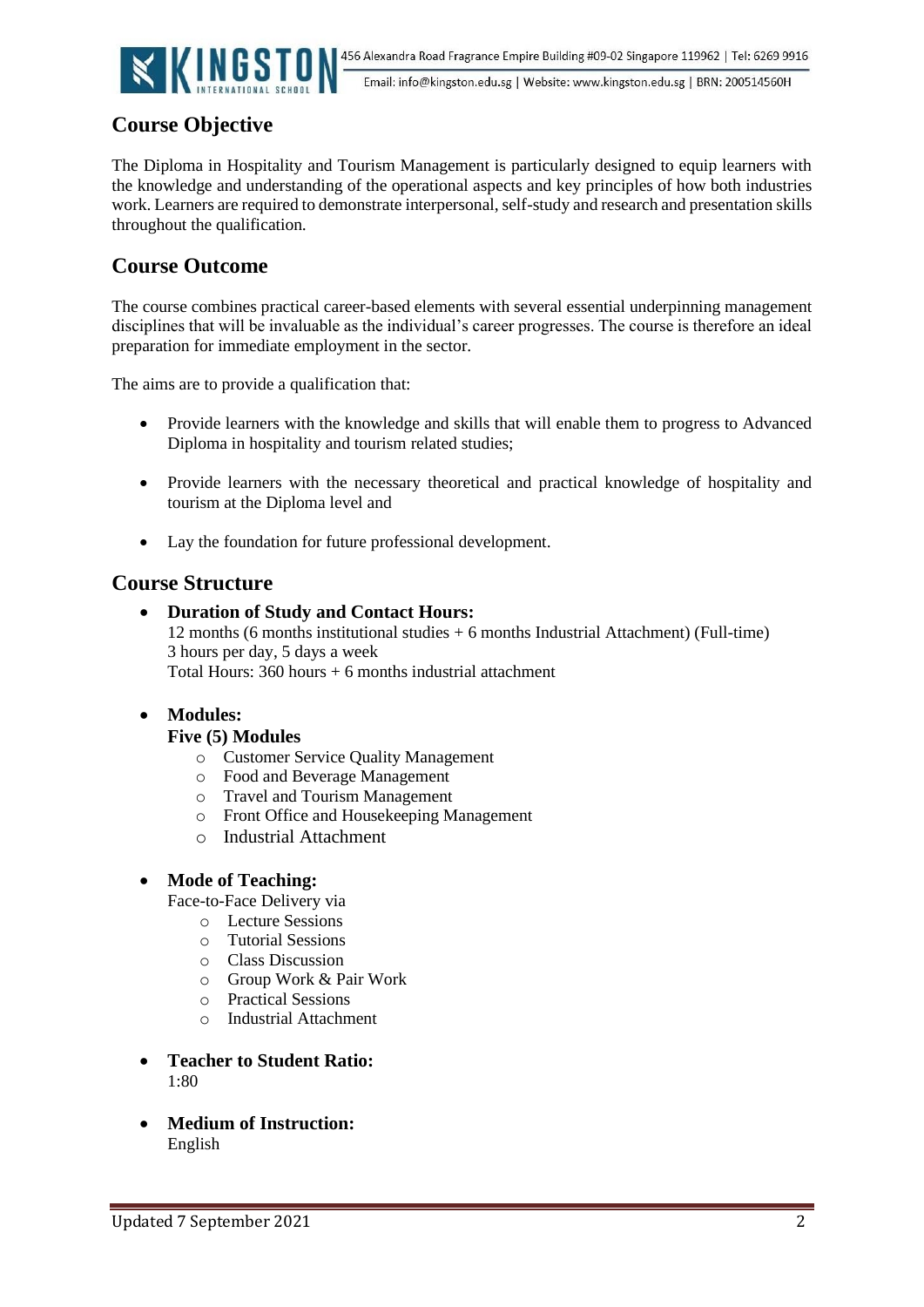## Course Objective

The Diploma in Hospitality and Tourism Management is particularly designed to equip learners with the knowledge and understanding of the operational aspects and key principles of how both industries work. Learners are required to demonstrate interpersonal, self-study and research and presentation skills throughout the qualification.

## Course Outcome

The course combines practical career-based elements with several essential underpinning management disciplines that will be invaluable as the individual's career progresses. The course is therefore an ideal preparation for immediate employment in the sector.

The aims are to provide a qualification that:

- Provide learners with the knowledge and skills that will enable them to progress to Advanced Diploma in hospitality and tourism related studies;
- Provide learners with the necessary theoretical and practical knowledge of hospitality and tourism at the Diploma level and
- Lay the foundation for future professional development.

## Course Structure

- **Duration of Study and Contact Hours:**
  12 months (6 months institutional studies + 6 months Industrial Attachment) (Full-time)
  3 hours per day, 5 days a week
  Total Hours: 360 hours + 6 months industrial attachment

- **Modules:**
  **Five (5) Modules**
  - Customer Service Quality Management
  - Food and Beverage Management
  - Travel and Tourism Management
  - Front Office and Housekeeping Management
  - Industrial Attachment

- **Mode of Teaching:**
  Face-to-Face Delivery via
  - Lecture Sessions
  - Tutorial Sessions
  - Class Discussion
  - Group Work & Pair Work
  - Practical Sessions
  - Industrial Attachment

- **Teacher to Student Ratio:**
  1:80

- **Medium of Instruction:**
  English

Updated 7 September 2021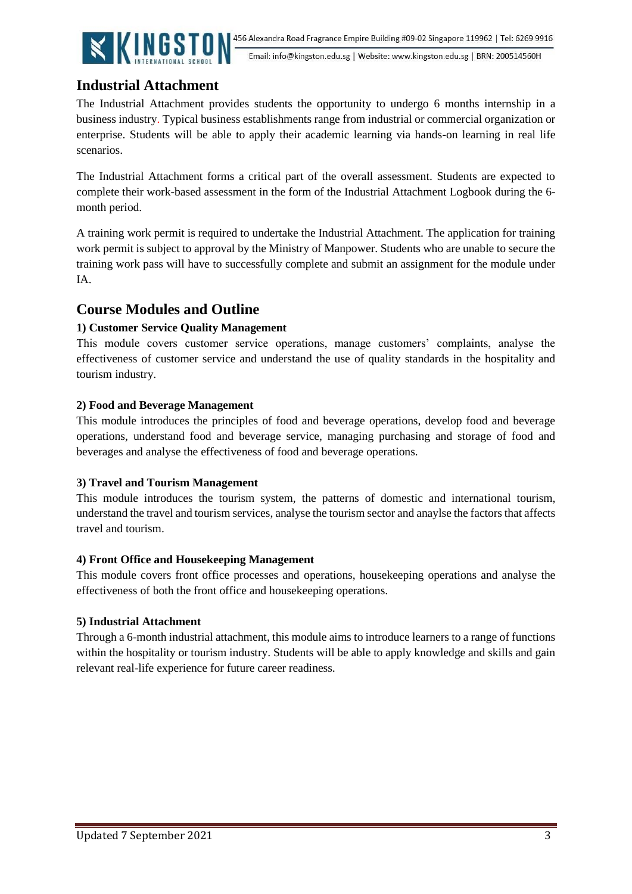## Industrial Attachment

The Industrial Attachment provides students the opportunity to undergo 6 months internship in a business industry. Typical business establishments range from industrial or commercial organization or enterprise. Students will be able to apply their academic learning via hands-on learning in real life scenarios.

The Industrial Attachment forms a critical part of the overall assessment. Students are expected to complete their work-based assessment in the form of the Industrial Attachment Logbook during the 6-month period.

A training work permit is required to undertake the Industrial Attachment. The application for training work permit is subject to approval by the Ministry of Manpower. Students who are unable to secure the training work pass will have to successfully complete and submit an assignment for the module under IA.

## Course Modules and Outline

**1) Customer Service Quality Management**

This module covers customer service operations, manage customers' complaints, analyse the effectiveness of customer service and understand the use of quality standards in the hospitality and tourism industry.

**2) Food and Beverage Management**

This module introduces the principles of food and beverage operations, develop food and beverage operations, understand food and beverage service, managing purchasing and storage of food and beverages and analyse the effectiveness of food and beverage operations.

**3) Travel and Tourism Management**

This module introduces the tourism system, the patterns of domestic and international tourism, understand the travel and tourism services, analyse the tourism sector and anaylse the factors that affects travel and tourism.

**4) Front Office and Housekeeping Management**

This module covers front office processes and operations, housekeeping operations and analyse the effectiveness of both the front office and housekeeping operations.

**5) Industrial Attachment**

Through a 6-month industrial attachment, this module aims to introduce learners to a range of functions within the hospitality or tourism industry. Students will be able to apply knowledge and skills and gain relevant real-life experience for future career readiness.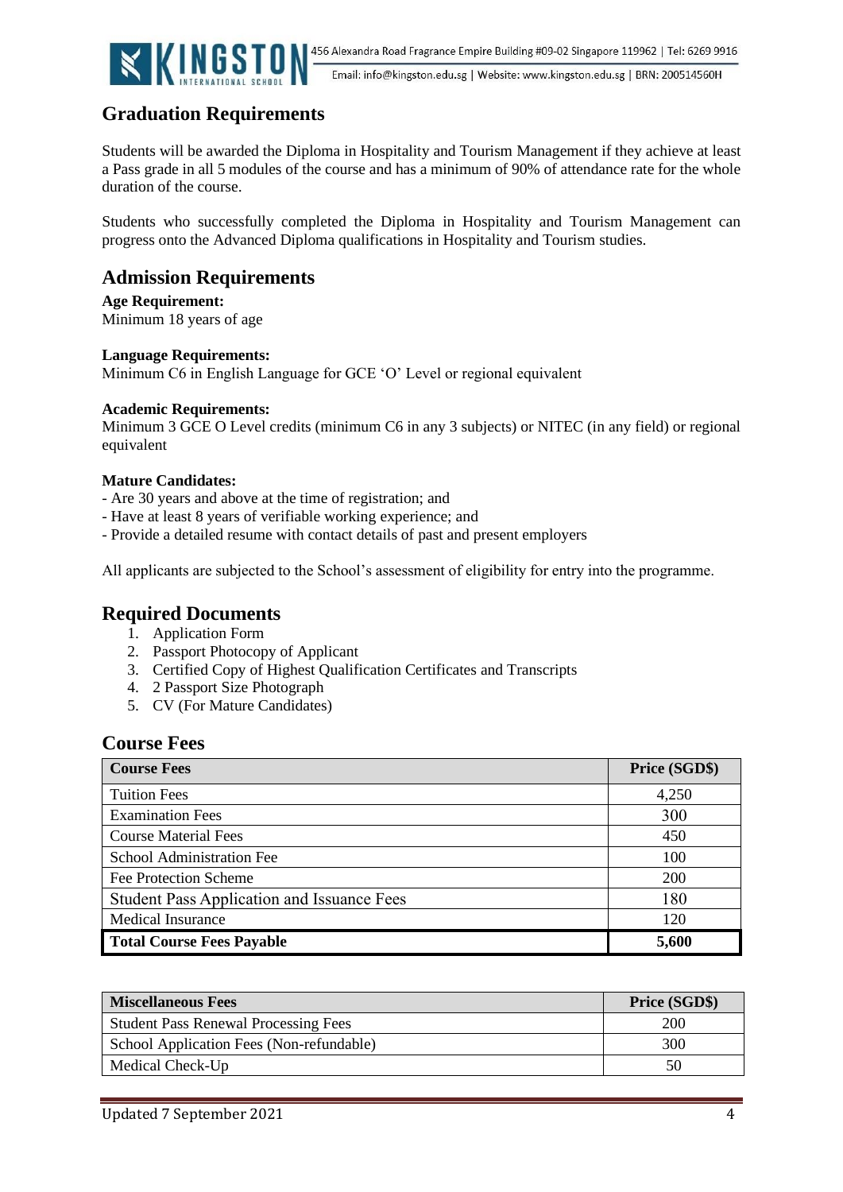## Graduation Requirements

Students will be awarded the Diploma in Hospitality and Tourism Management if they achieve at least a Pass grade in all 5 modules of the course and has a minimum of 90% of attendance rate for the whole duration of the course.

Students who successfully completed the Diploma in Hospitality and Tourism Management can progress onto the Advanced Diploma qualifications in Hospitality and Tourism studies.

## Admission Requirements

**Age Requirement:**
Minimum 18 years of age

**Language Requirements:**
Minimum C6 in English Language for GCE 'O' Level or regional equivalent

**Academic Requirements:**
Minimum 3 GCE O Level credits (minimum C6 in any 3 subjects) or NITEC (in any field) or regional equivalent

**Mature Candidates:**
- Are 30 years and above at the time of registration; and
- Have at least 8 years of verifiable working experience; and
- Provide a detailed resume with contact details of past and present employers

All applicants are subjected to the School's assessment of eligibility for entry into the programme.

## Required Documents

1. Application Form
2. Passport Photocopy of Applicant
3. Certified Copy of Highest Qualification Certificates and Transcripts
4. 2 Passport Size Photograph
5. CV (For Mature Candidates)

## Course Fees

| Course Fees | Price (SGD$) |
|---|---|
| Tuition Fees | 4,250 |
| Examination Fees | 300 |
| Course Material Fees | 450 |
| School Administration Fee | 100 |
| Fee Protection Scheme | 200 |
| Student Pass Application and Issuance Fees | 180 |
| Medical Insurance | 120 |
| **Total Course Fees Payable** | **5,600** |

| Miscellaneous Fees | Price (SGD$) |
|---|---|
| Student Pass Renewal Processing Fees | 200 |
| School Application Fees (Non-refundable) | 300 |
| Medical Check-Up | 50 |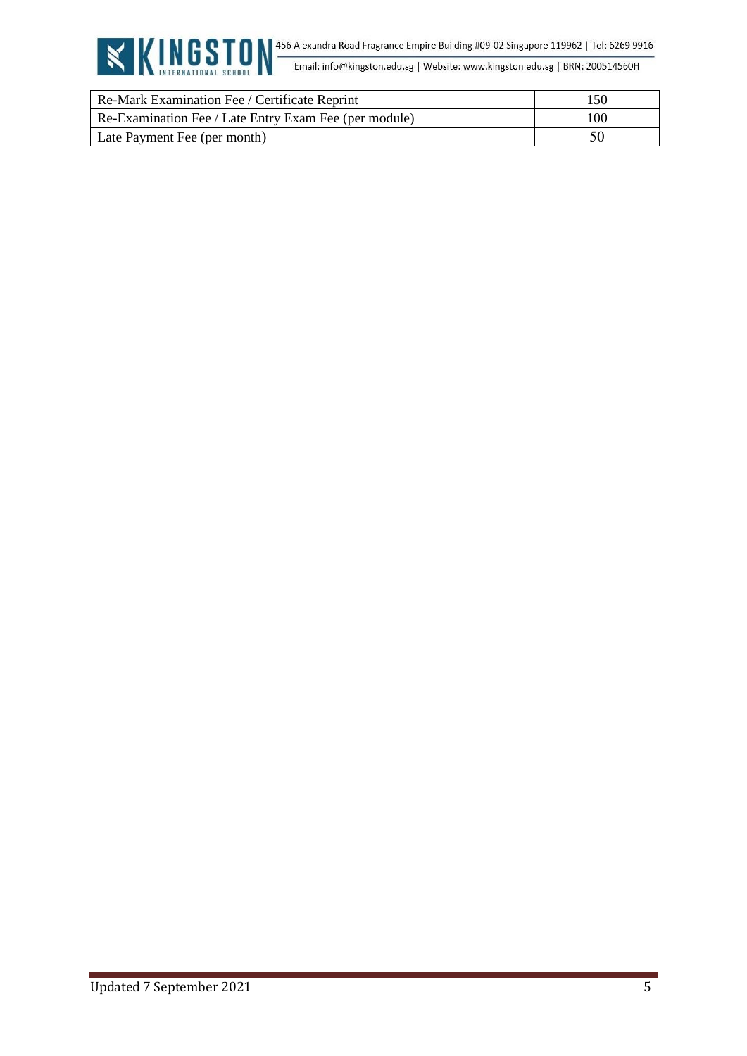| Re-Mark Examination Fee / Certificate Reprint | 150 |
|---|---|
| Re-Examination Fee / Late Entry Exam Fee (per module) | 100 |
| Late Payment Fee (per month) | 50 |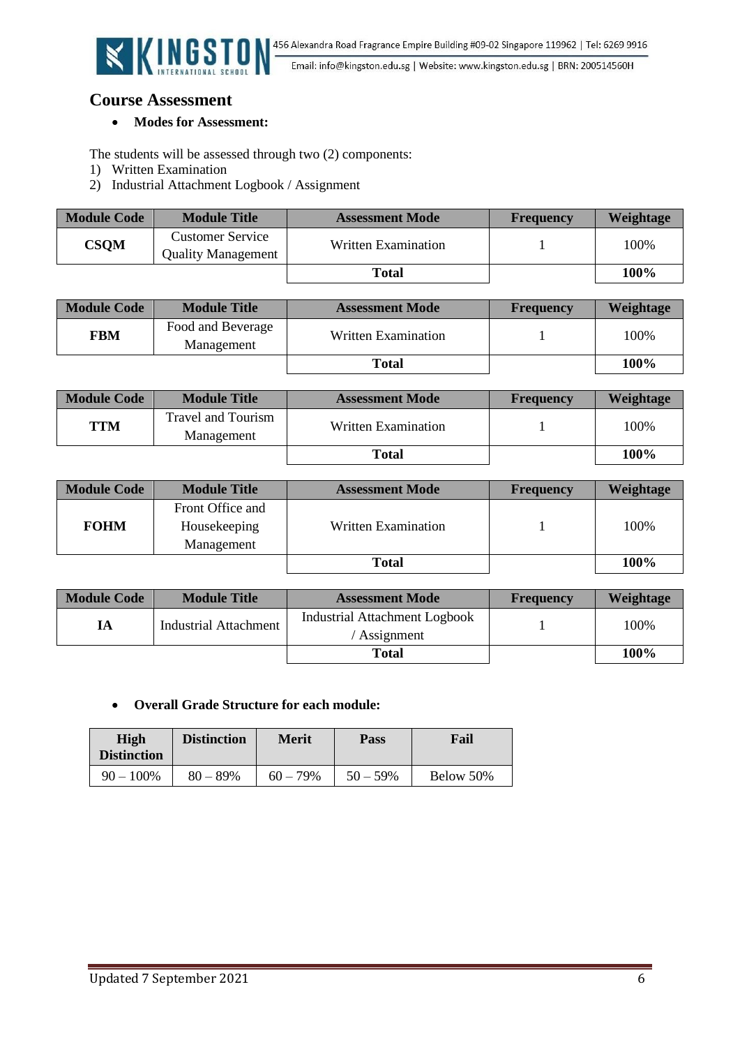## Course Assessment

- **Modes for Assessment:**

The students will be assessed through two (2) components:
1) Written Examination
2) Industrial Attachment Logbook / Assignment

| Module Code | Module Title | Assessment Mode | Frequency | Weightage |
|---|---|---|---|---|
| **CSQM** | Customer Service Quality Management | Written Examination | 1 | 100% |
| | | **Total** | | **100%** |

| Module Code | Module Title | Assessment Mode | Frequency | Weightage |
|---|---|---|---|---|
| **FBM** | Food and Beverage Management | Written Examination | 1 | 100% |
| | | **Total** | | **100%** |

| Module Code | Module Title | Assessment Mode | Frequency | Weightage |
|---|---|---|---|---|
| **TTM** | Travel and Tourism Management | Written Examination | 1 | 100% |
| | | **Total** | | **100%** |

| Module Code | Module Title | Assessment Mode | Frequency | Weightage |
|---|---|---|---|---|
| **FOHM** | Front Office and Housekeeping Management | Written Examination | 1 | 100% |
| | | **Total** | | **100%** |

| Module Code | Module Title | Assessment Mode | Frequency | Weightage |
|---|---|---|---|---|
| **IA** | Industrial Attachment | Industrial Attachment Logbook / Assignment | 1 | 100% |
| | | **Total** | | **100%** |

- **Overall Grade Structure for each module:**

| High Distinction | Distinction | Merit | Pass | Fail |
|---|---|---|---|---|
| 90 – 100% | 80 – 89% | 60 – 79% | 50 – 59% | Below 50% |

Updated 7 September 2021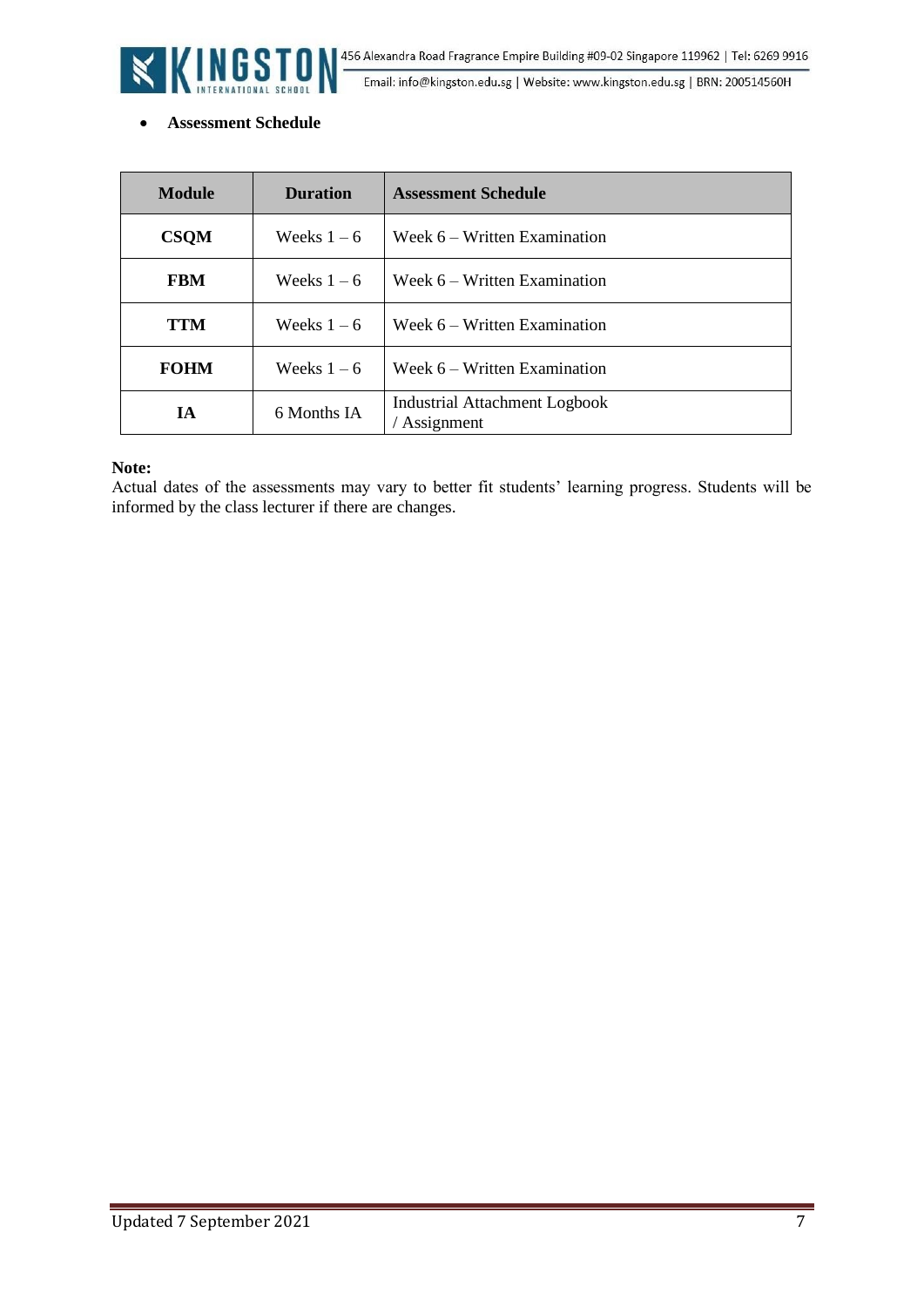- **Assessment Schedule**

| Module | Duration | Assessment Schedule |
|---|---|---|
| **CSQM** | Weeks 1 – 6 | Week 6 – Written Examination |
| **FBM** | Weeks 1 – 6 | Week 6 – Written Examination |
| **TTM** | Weeks 1 – 6 | Week 6 – Written Examination |
| **FOHM** | Weeks 1 – 6 | Week 6 – Written Examination |
| **IA** | 6 Months IA | Industrial Attachment Logbook / Assignment |

**Note:**
Actual dates of the assessments may vary to better fit students' learning progress. Students will be informed by the class lecturer if there are changes.